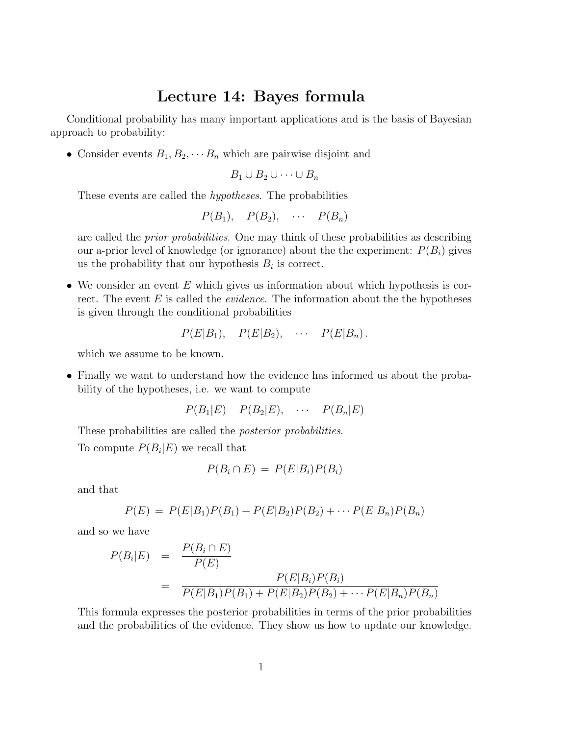# Lecture 14: Bayes formula

Conditional probability has many important applications and is the basis of Bayesian approach to probability:

- Consider events $B_1, B_2, \cdots B_n$ which are pairwise disjoint and

  $$B_1 \cup B_2 \cup \cdots \cup B_n$$

  These events are called the *hypotheses*. The probabilities

  $$P(B_1), \quad P(B_2), \quad \cdots \quad P(B_n)$$

  are called the *prior probabilities*. One may think of these probabilities as describing our a-prior level of knowledge (or ignorance) about the the experiment: $P(B_i)$ gives us the probability that our hypothesis $B_i$ is correct.

- We consider an event $E$ which gives us information about which hypothesis is correct. The event $E$ is called the *evidence*. The information about the the hypotheses is given through the conditional probabilities

  $$P(E|B_1), \quad P(E|B_2), \quad \cdots \quad P(E|B_n)\,.$$

  which we assume to be known.

- Finally we want to understand how the evidence has informed us about the probability of the hypotheses, i.e. we want to compute

  $$P(B_1|E) \quad P(B_2|E), \quad \cdots \quad P(B_n|E)$$

  These probabilities are called the *posterior probabilities*.

  To compute $P(B_i|E)$ we recall that

  $$P(B_i \cap E) \,=\, P(E|B_i)P(B_i)$$

  and that

  $$P(E) \,=\, P(E|B_1)P(B_1) + P(E|B_2)P(B_2) + \cdots P(E|B_n)P(B_n)$$

  and so we have

  $$\begin{aligned} P(B_i|E) &= \frac{P(B_i \cap E)}{P(E)} \\ &= \frac{P(E|B_i)P(B_i)}{P(E|B_1)P(B_1) + P(E|B_2)P(B_2) + \cdots P(E|B_n)P(B_n)} \end{aligned}$$

  This formula expresses the posterior probabilities in terms of the prior probabilities and the probabilities of the evidence. They show us how to update our knowledge.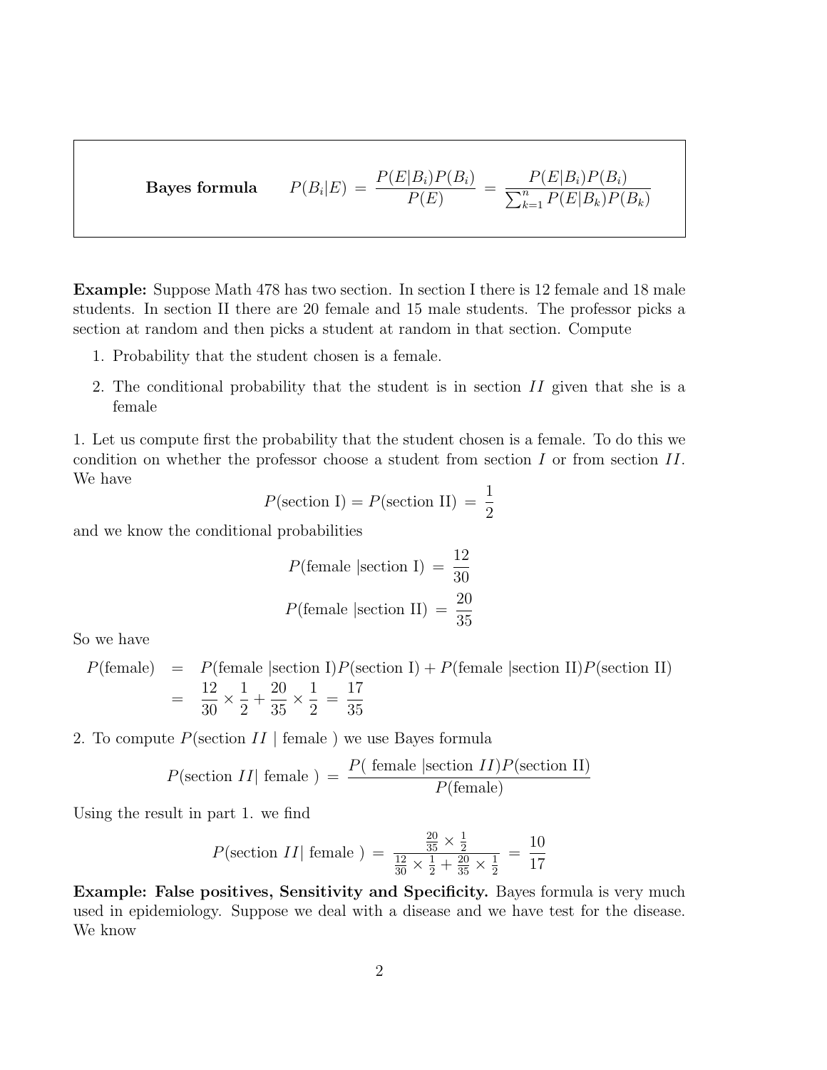**Bayes formula** $\qquad P(B_i|E) \;=\; \dfrac{P(E|B_i)P(B_i)}{P(E)} \;=\; \dfrac{P(E|B_i)P(B_i)}{\sum_{k=1}^{n} P(E|B_k)P(B_k)}$

**Example:** Suppose Math 478 has two section. In section I there is 12 female and 18 male students. In section II there are 20 female and 15 male students. The professor picks a section at random and then picks a student at random in that section. Compute

1. Probability that the student chosen is a female.
2. The conditional probability that the student is in section $II$ given that she is a female

1. Let us compute first the probability that the student chosen is a female. To do this we condition on whether the professor choose a student from section $I$ or from section $II$. We have

$$P(\text{section I}) = P(\text{section II}) \;=\; \frac{1}{2}$$

and we know the conditional probabilities

$$P(\text{female }|\text{section I}) \;=\; \frac{12}{30}$$

$$P(\text{female }|\text{section II}) \;=\; \frac{20}{35}$$

So we have

$$\begin{aligned} P(\text{female}) &= P(\text{female }|\text{section I})P(\text{section I}) + P(\text{female }|\text{section II})P(\text{section II}) \\ &= \frac{12}{30} \times \frac{1}{2} + \frac{20}{35} \times \frac{1}{2} \;=\; \frac{17}{35} \end{aligned}$$

2. To compute $P(\text{section } II \mid \text{female })$ we use Bayes formula

$$P(\text{section } II| \text{ female }) \;=\; \frac{P(\text{ female }|\text{section } II)P(\text{section II})}{P(\text{female})}$$

Using the result in part 1. we find

$$P(\text{section } II| \text{ female }) \;=\; \frac{\frac{20}{35} \times \frac{1}{2}}{\frac{12}{30} \times \frac{1}{2} + \frac{20}{35} \times \frac{1}{2}} \;=\; \frac{10}{17}$$

**Example: False positives, Sensitivity and Specificity.** Bayes formula is very much used in epidemiology. Suppose we deal with a disease and we have test for the disease. We know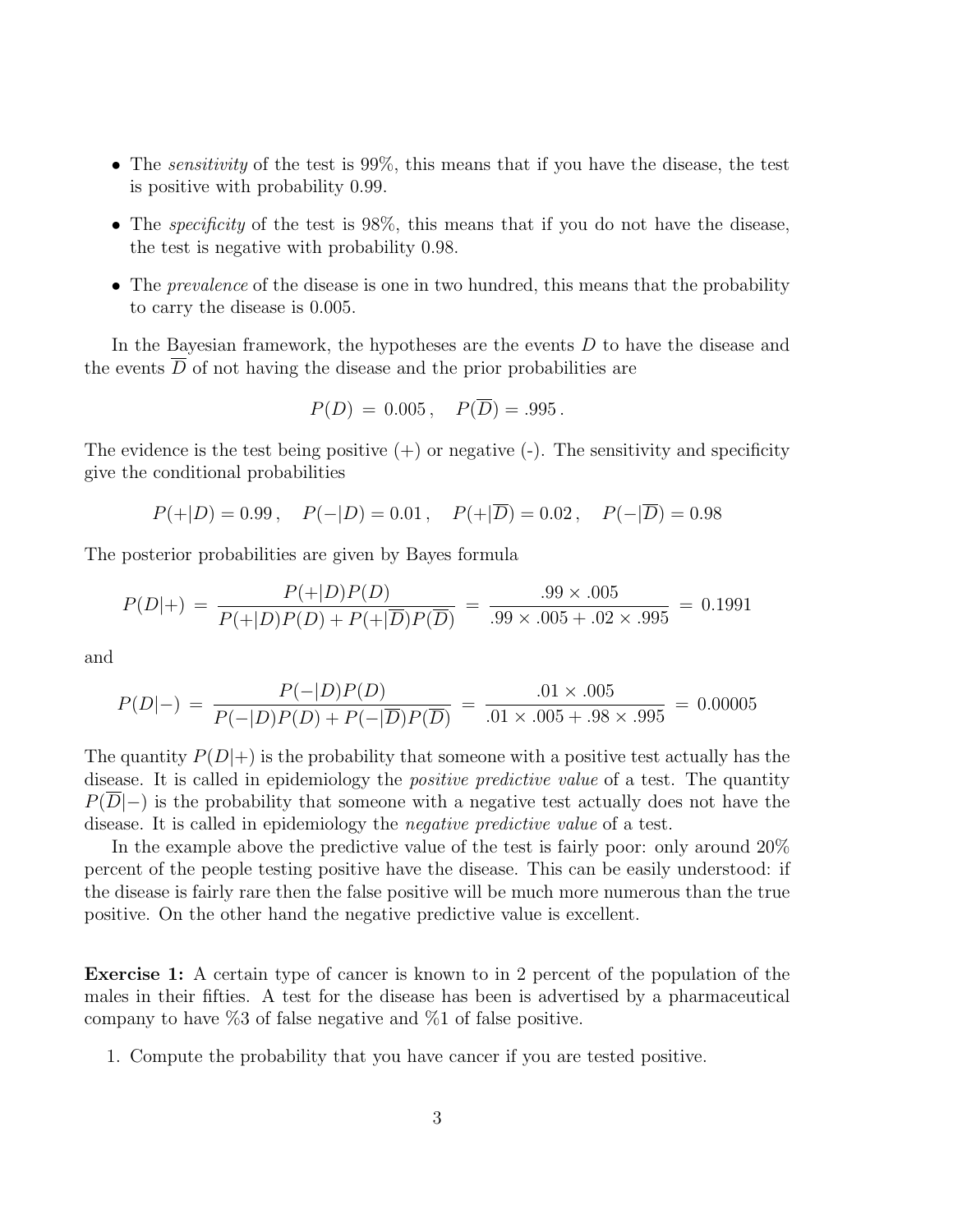- The *sensitivity* of the test is 99%, this means that if you have the disease, the test is positive with probability 0.99.
- The *specificity* of the test is 98%, this means that if you do not have the disease, the test is negative with probability 0.98.
- The *prevalence* of the disease is one in two hundred, this means that the probability to carry the disease is 0.005.

In the Bayesian framework, the hypotheses are the events $D$ to have the disease and the events $\overline{D}$ of not having the disease and the prior probabilities are

$$P(D) = 0.005\,, \quad P(\overline{D}) = .995\,.$$

The evidence is the test being positive (+) or negative (-). The sensitivity and specificity give the conditional probabilities

$$P(+|D) = 0.99\,, \quad P(-|D) = 0.01\,, \quad P(+|\overline{D}) = 0.02\,, \quad P(-|\overline{D}) = 0.98$$

The posterior probabilities are given by Bayes formula

$$P(D|+) = \frac{P(+|D)P(D)}{P(+|D)P(D) + P(+|\overline{D})P(\overline{D})} = \frac{.99 \times .005}{.99 \times .005 + .02 \times .995} = 0.1991$$

and

$$P(D|-) = \frac{P(-|D)P(D)}{P(-|D)P(D) + P(-|\overline{D})P(\overline{D})} = \frac{.01 \times .005}{.01 \times .005 + .98 \times .995} = 0.00005$$

The quantity $P(D|+)$ is the probability that someone with a positive test actually has the disease. It is called in epidemiology the *positive predictive value* of a test. The quantity $P(\overline{D}|-)$ is the probability that someone with a negative test actually does not have the disease. It is called in epidemiology the *negative predictive value* of a test.

In the example above the predictive value of the test is fairly poor: only around 20% percent of the people testing positive have the disease. This can be easily understood: if the disease is fairly rare then the false positive will be much more numerous than the true positive. On the other hand the negative predictive value is excellent.

**Exercise 1:** A certain type of cancer is known to in 2 percent of the population of the males in their fifties. A test for the disease has been is advertised by a pharmaceutical company to have %3 of false negative and %1 of false positive.

1. Compute the probability that you have cancer if you are tested positive.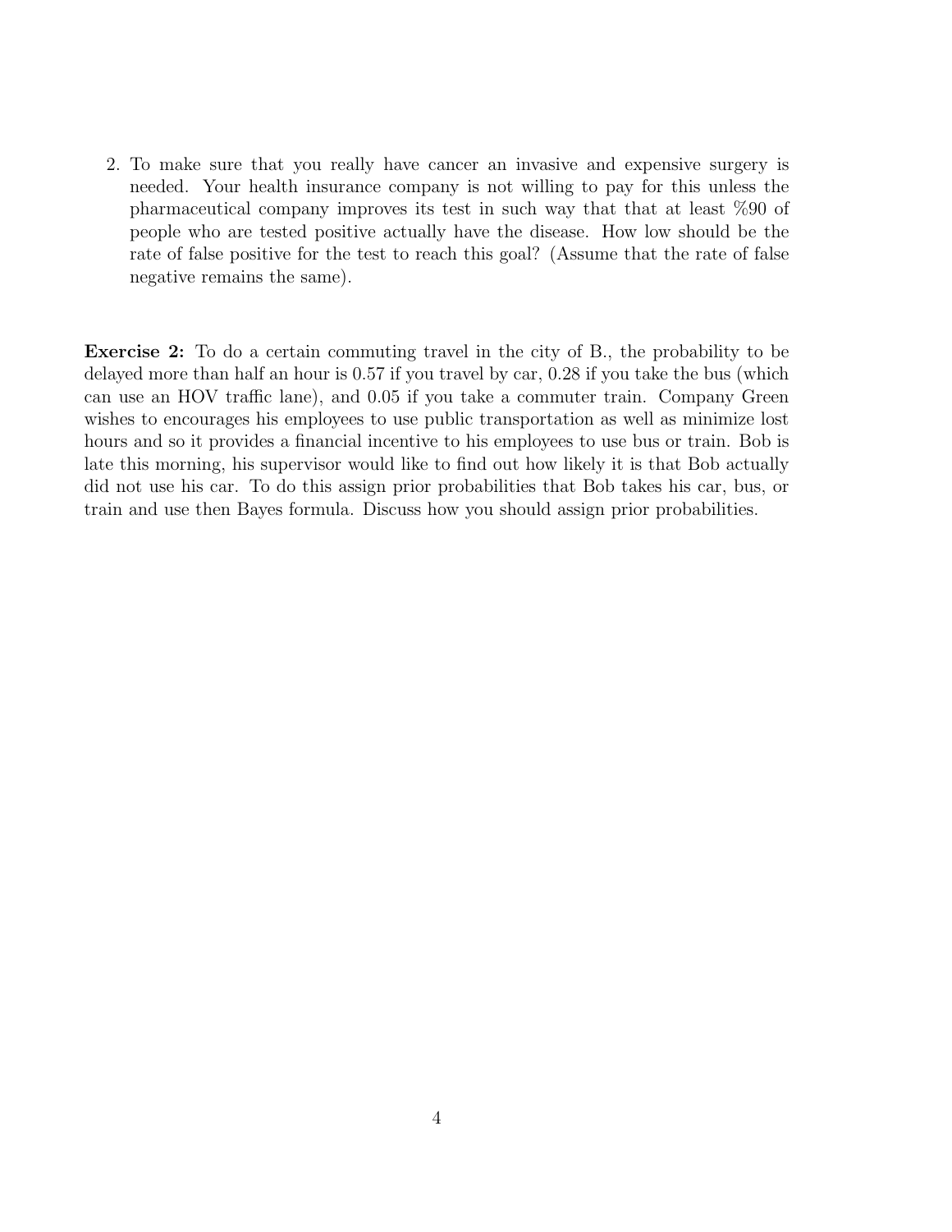2. To make sure that you really have cancer an invasive and expensive surgery is needed. Your health insurance company is not willing to pay for this unless the pharmaceutical company improves its test in such way that that at least %90 of people who are tested positive actually have the disease. How low should be the rate of false positive for the test to reach this goal? (Assume that the rate of false negative remains the same).

**Exercise 2:** To do a certain commuting travel in the city of B., the probability to be delayed more than half an hour is 0.57 if you travel by car, 0.28 if you take the bus (which can use an HOV traffic lane), and 0.05 if you take a commuter train. Company Green wishes to encourages his employees to use public transportation as well as minimize lost hours and so it provides a financial incentive to his employees to use bus or train. Bob is late this morning, his supervisor would like to find out how likely it is that Bob actually did not use his car. To do this assign prior probabilities that Bob takes his car, bus, or train and use then Bayes formula. Discuss how you should assign prior probabilities.